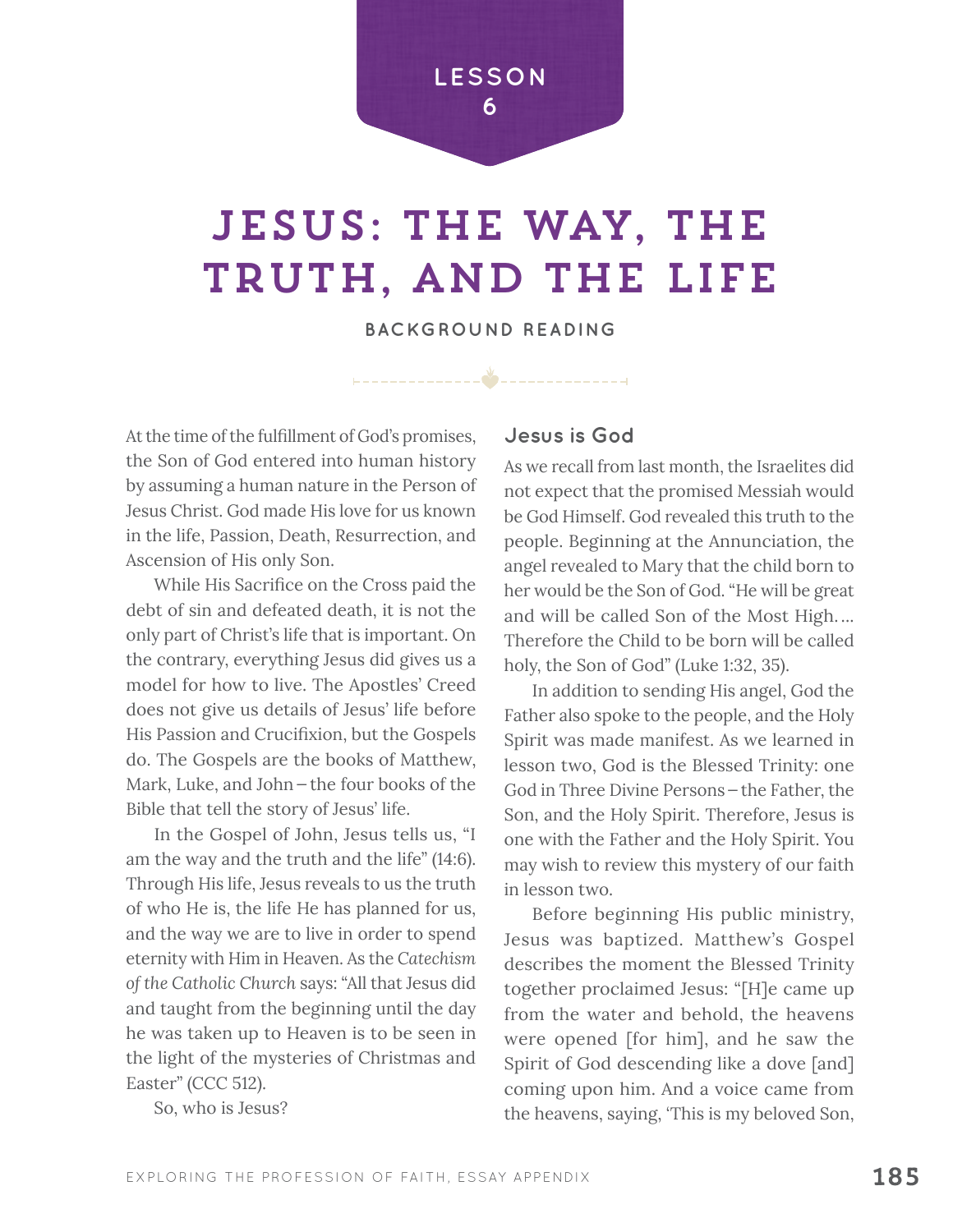LESSON 6

# JESUS: THE WAY, THE TRUTH, AND THE LIFE

BACKGROUND READING

At the time of the fulfillment of God's promises, the Son of God entered into human history by assuming a human nature in the Person of Jesus Christ. God made His love for us known in the life, Passion, Death, Resurrection, and Ascension of His only Son.

While His Sacrifice on the Cross paid the debt of sin and defeated death, it is not the only part of Christ's life that is important. On the contrary, everything Jesus did gives us a model for how to live. The Apostles' Creed does not give us details of Jesus' life before His Passion and Crucifixion, but the Gospels do. The Gospels are the books of Matthew, Mark, Luke, and John – the four books of the Bible that tell the story of Jesus' life.

In the Gospel of John, Jesus tells us, "I am the way and the truth and the life" (14:6). Through His life, Jesus reveals to us the truth of who He is, the life He has planned for us, and the way we are to live in order to spend eternity with Him in Heaven. As the *Catechism of the Catholic Church* says: "All that Jesus did and taught from the beginning until the day he was taken up to Heaven is to be seen in the light of the mysteries of Christmas and Easter" (CCC 512).

So, who is Jesus?

## Jesus is God

As we recall from last month, the Israelites did not expect that the promised Messiah would be God Himself. God revealed this truth to the people. Beginning at the Annunciation, the angel revealed to Mary that the child born to her would be the Son of God. "He will be great and will be called Son of the Most High.… Therefore the Child to be born will be called holy, the Son of God" (Luke 1:32, 35).

In addition to sending His angel, God the Father also spoke to the people, and the Holy Spirit was made manifest. As we learned in lesson two, God is the Blessed Trinity: one God in Three Divine Persons – the Father, the Son, and the Holy Spirit. Therefore, Jesus is one with the Father and the Holy Spirit. You may wish to review this mystery of our faith in lesson two.

Before beginning His public ministry, Jesus was baptized. Matthew's Gospel describes the moment the Blessed Trinity together proclaimed Jesus: "[H]e came up from the water and behold, the heavens were opened [for him], and he saw the Spirit of God descending like a dove [and] coming upon him. And a voice came from the heavens, saying, 'This is my beloved Son,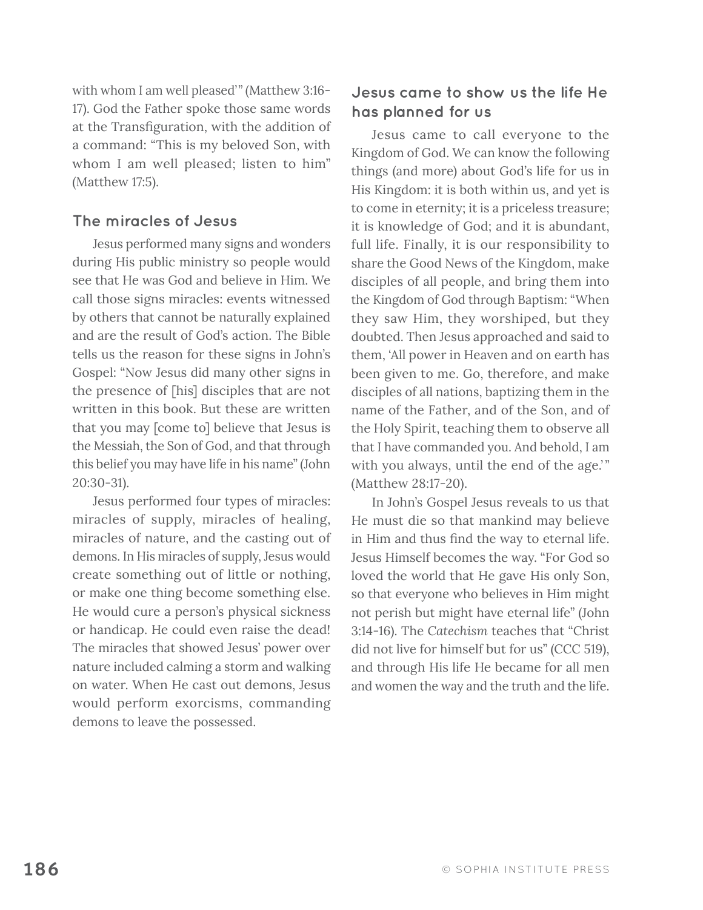with whom I am well pleased'" (Matthew 3:16-17). God the Father spoke those same words at the Transfiguration, with the addition of a command: "This is my beloved Son, with whom I am well pleased; listen to him" (Matthew 17:5).

## The miracles of Jesus

Jesus performed many signs and wonders during His public ministry so people would see that He was God and believe in Him. We call those signs miracles: events witnessed by others that cannot be naturally explained and are the result of God's action. The Bible tells us the reason for these signs in John's Gospel: "Now Jesus did many other signs in the presence of [his] disciples that are not written in this book. But these are written that you may [come to] believe that Jesus is the Messiah, the Son of God, and that through this belief you may have life in his name" (John 20:30-31).

Jesus performed four types of miracles: miracles of supply, miracles of healing, miracles of nature, and the casting out of demons. In His miracles of supply, Jesus would create something out of little or nothing, or make one thing become something else. He would cure a person's physical sickness or handicap. He could even raise the dead! The miracles that showed Jesus' power over nature included calming a storm and walking on water. When He cast out demons, Jesus would perform exorcisms, commanding demons to leave the possessed.

## Jesus came to show us the life He has planned for us

Jesus came to call everyone to the Kingdom of God. We can know the following things (and more) about God's life for us in His Kingdom: it is both within us, and yet is to come in eternity; it is a priceless treasure; it is knowledge of God; and it is abundant, full life. Finally, it is our responsibility to share the Good News of the Kingdom, make disciples of all people, and bring them into the Kingdom of God through Baptism: "When they saw Him, they worshiped, but they doubted. Then Jesus approached and said to them, 'All power in Heaven and on earth has been given to me. Go, therefore, and make disciples of all nations, baptizing them in the name of the Father, and of the Son, and of the Holy Spirit, teaching them to observe all that I have commanded you. And behold, I am with you always, until the end of the age.'" (Matthew 28:17-20).

In John's Gospel Jesus reveals to us that He must die so that mankind may believe in Him and thus find the way to eternal life. Jesus Himself becomes the way. "For God so loved the world that He gave His only Son, so that everyone who believes in Him might not perish but might have eternal life" (John 3:14-16). The *Catechism* teaches that "Christ did not live for himself but for us" (CCC 519), and through His life He became for all men and women the way and the truth and the life.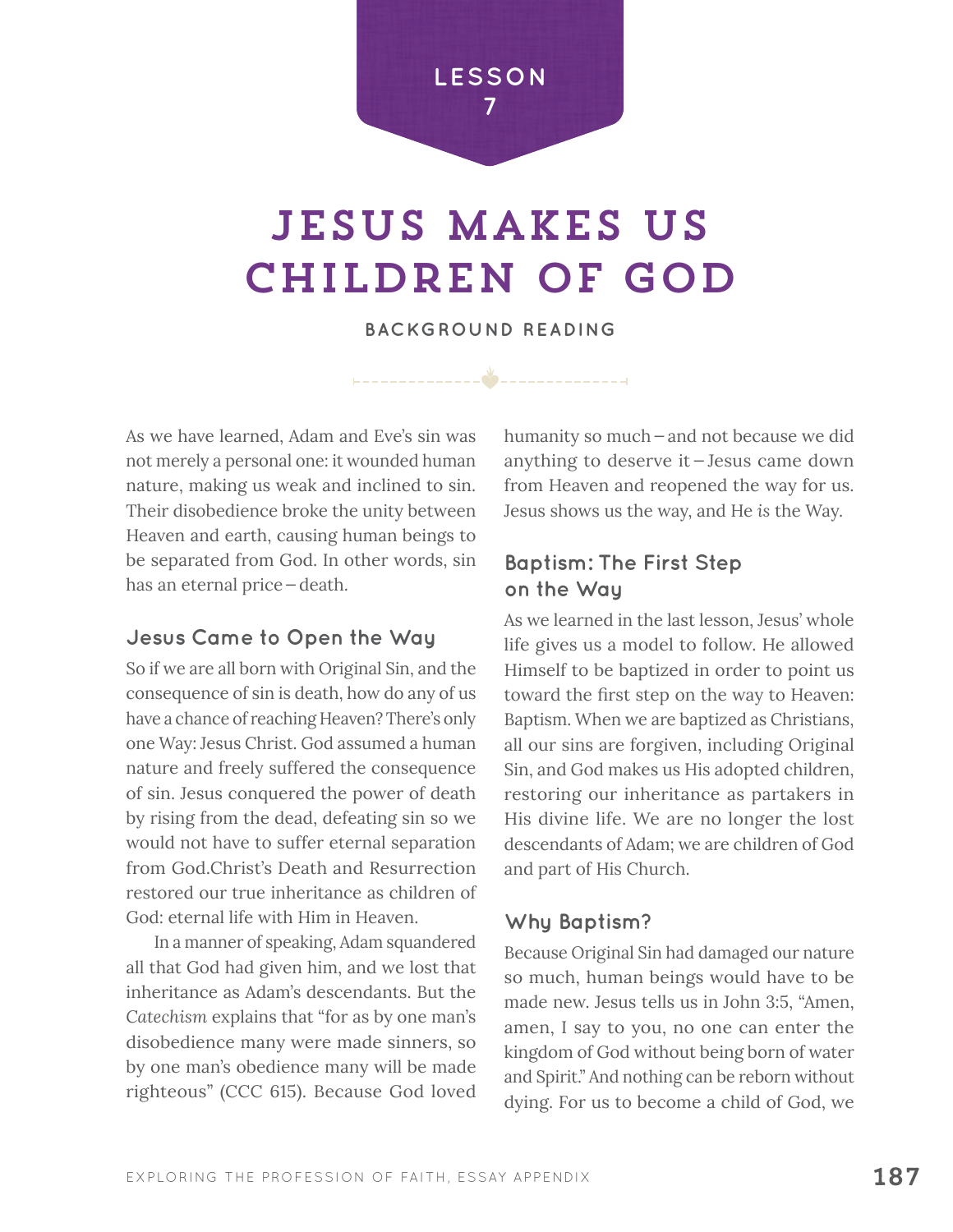LESSON 7

# JESUS MAKES US CHILDREN OF GOD

BACKGROUND READING

As we have learned, Adam and Eve's sin was not merely a personal one: it wounded human nature, making us weak and inclined to sin. Their disobedience broke the unity between Heaven and earth, causing human beings to be separated from God. In other words, sin has an eternal price – death.

### Jesus Came to Open the Way

So if we are all born with Original Sin, and the consequence of sin is death, how do any of us have a chance of reaching Heaven? There's only one Way: Jesus Christ. God assumed a human nature and freely suffered the consequence of sin. Jesus conquered the power of death by rising from the dead, defeating sin so we would not have to suffer eternal separation from God.Christ's Death and Resurrection restored our true inheritance as children of God: eternal life with Him in Heaven.

In a manner of speaking, Adam squandered all that God had given him, and we lost that inheritance as Adam's descendants. But the *Catechism* explains that "for as by one man's disobedience many were made sinners, so by one man's obedience many will be made righteous" (CCC 615). Because God loved humanity so much – and not because we did anything to deserve it – Jesus came down from Heaven and reopened the way for us. Jesus shows us the way, and He *is* the Way.

### Baptism: The First Step on the Way

As we learned in the last lesson, Jesus' whole life gives us a model to follow. He allowed Himself to be baptized in order to point us toward the first step on the way to Heaven: Baptism. When we are baptized as Christians, all our sins are forgiven, including Original Sin, and God makes us His adopted children, restoring our inheritance as partakers in His divine life. We are no longer the lost descendants of Adam; we are children of God and part of His Church.

### Why Baptism?

Because Original Sin had damaged our nature so much, human beings would have to be made new. Jesus tells us in John 3:5, "Amen, amen, I say to you, no one can enter the kingdom of God without being born of water and Spirit." And nothing can be reborn without dying. For us to become a child of God, we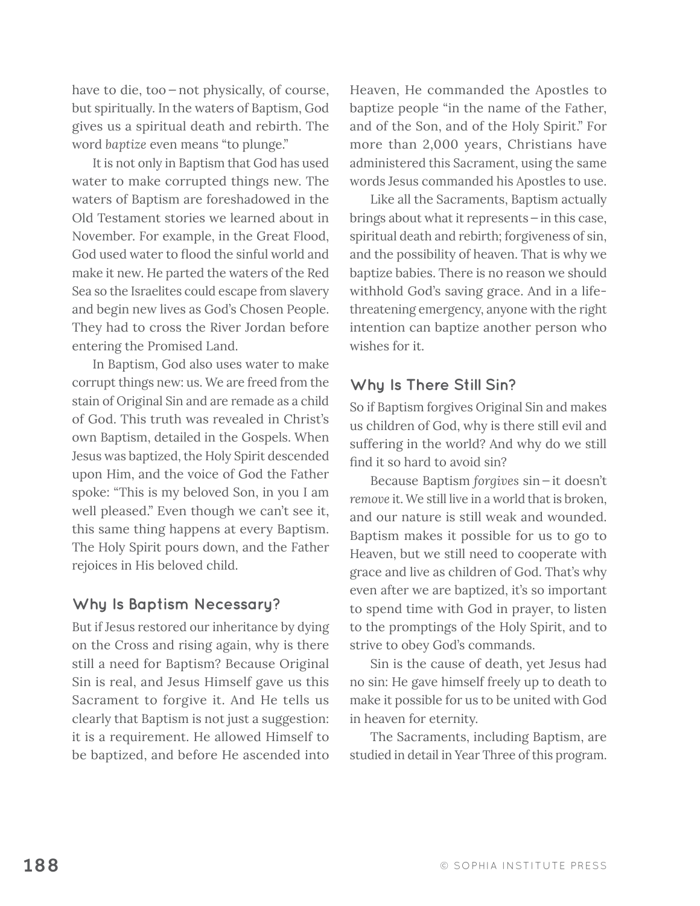have to die, too—not physically, of course, but spiritually. In the waters of Baptism, God gives us a spiritual death and rebirth. The word *baptize* even means "to plunge."

It is not only in Baptism that God has used water to make corrupted things new. The waters of Baptism are foreshadowed in the Old Testament stories we learned about in November. For example, in the Great Flood, God used water to flood the sinful world and make it new. He parted the waters of the Red Sea so the Israelites could escape from slavery and begin new lives as God's Chosen People. They had to cross the River Jordan before entering the Promised Land.

In Baptism, God also uses water to make corrupt things new: us. We are freed from the stain of Original Sin and are remade as a child of God. This truth was revealed in Christ's own Baptism, detailed in the Gospels. When Jesus was baptized, the Holy Spirit descended upon Him, and the voice of God the Father spoke: "This is my beloved Son, in you I am well pleased." Even though we can't see it, this same thing happens at every Baptism. The Holy Spirit pours down, and the Father rejoices in His beloved child.

## Why Is Baptism Necessary?

But if Jesus restored our inheritance by dying on the Cross and rising again, why is there still a need for Baptism? Because Original Sin is real, and Jesus Himself gave us this Sacrament to forgive it. And He tells us clearly that Baptism is not just a suggestion: it is a requirement. He allowed Himself to be baptized, and before He ascended into Heaven, He commanded the Apostles to baptize people "in the name of the Father, and of the Son, and of the Holy Spirit." For more than 2,000 years, Christians have administered this Sacrament, using the same words Jesus commanded his Apostles to use.

Like all the Sacraments, Baptism actually brings about what it represents—in this case, spiritual death and rebirth; forgiveness of sin, and the possibility of heaven. That is why we baptize babies. There is no reason we should withhold God's saving grace. And in a life-threatening emergency, anyone with the right intention can baptize another person who wishes for it.

## Why Is There Still Sin?

So if Baptism forgives Original Sin and makes us children of God, why is there still evil and suffering in the world? And why do we still find it so hard to avoid sin?

Because Baptism *forgives* sin—it doesn't *remove* it. We still live in a world that is broken, and our nature is still weak and wounded. Baptism makes it possible for us to go to Heaven, but we still need to cooperate with grace and live as children of God. That's why even after we are baptized, it's so important to spend time with God in prayer, to listen to the promptings of the Holy Spirit, and to strive to obey God's commands.

Sin is the cause of death, yet Jesus had no sin: He gave himself freely up to death to make it possible for us to be united with God in heaven for eternity.

The Sacraments, including Baptism, are studied in detail in Year Three of this program.